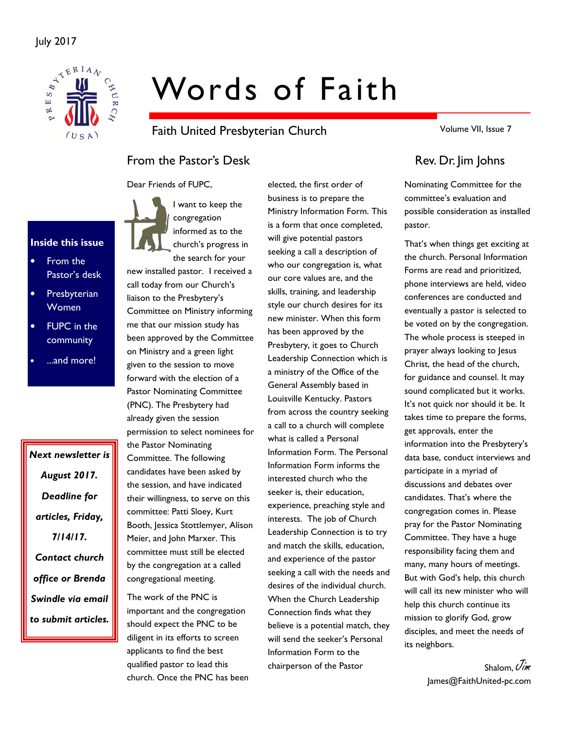July 2017

# Words of Faith

Faith United Presbyterian Church

Volume VII, Issue 7

**Inside this issue**

- From the Pastor's desk
- Presbyterian Women
- FUPC in the community
- ...and more!

***Next newsletter is August 2017. Deadline for articles, Friday, 7/14/17. Contact church office or Brenda Swindle via email to submit articles.***

## From the Pastor's Desk

## Rev. Dr. Jim Johns

Dear Friends of FUPC,

I want to keep the congregation informed as to the church's progress in the search for your new installed pastor. I received a call today from our Church's liaison to the Presbytery's Committee on Ministry informing me that our mission study has been approved by the Committee on Ministry and a green light given to the session to move forward with the election of a Pastor Nominating Committee (PNC). The Presbytery had already given the session permission to select nominees for the Pastor Nominating Committee. The following candidates have been asked by the session, and have indicated their willingness, to serve on this committee: Patti Sloey, Kurt Booth, Jessica Stottlemyer, Alison Meier, and John Marxer. This committee must still be elected by the congregation at a called congregational meeting.

The work of the PNC is important and the congregation should expect the PNC to be diligent in its efforts to screen applicants to find the best qualified pastor to lead this church. Once the PNC has been elected, the first order of business is to prepare the Ministry Information Form. This is a form that once completed, will give potential pastors seeking a call a description of who our congregation is, what our core values are, and the skills, training, and leadership style our church desires for its new minister. When this form has been approved by the Presbytery, it goes to Church Leadership Connection which is a ministry of the Office of the General Assembly based in Louisville Kentucky. Pastors from across the country seeking a call to a church will complete what is called a Personal Information Form. The Personal Information Form informs the interested church who the seeker is, their education, experience, preaching style and interests. The job of Church Leadership Connection is to try and match the skills, education, and experience of the pastor seeking a call with the needs and desires of the individual church. When the Church Leadership Connection finds what they believe is a potential match, they will send the seeker's Personal Information Form to the chairperson of the Pastor Nominating Committee for the committee's evaluation and possible consideration as installed pastor.

That's when things get exciting at the church. Personal Information Forms are read and prioritized, phone interviews are held, video conferences are conducted and eventually a pastor is selected to be voted on by the congregation. The whole process is steeped in prayer always looking to Jesus Christ, the head of the church, for guidance and counsel. It may sound complicated but it works. It's not quick nor should it be. It takes time to prepare the forms, get approvals, enter the information into the Presbytery's data base, conduct interviews and participate in a myriad of discussions and debates over candidates. That's where the congregation comes in. Please pray for the Pastor Nominating Committee. They have a huge responsibility facing them and many, many hours of meetings. But with God's help, this church will call its new minister who will help this church continue its mission to glorify God, grow disciples, and meet the needs of its neighbors.

Shalom, *Jim*

James@FaithUnited-pc.com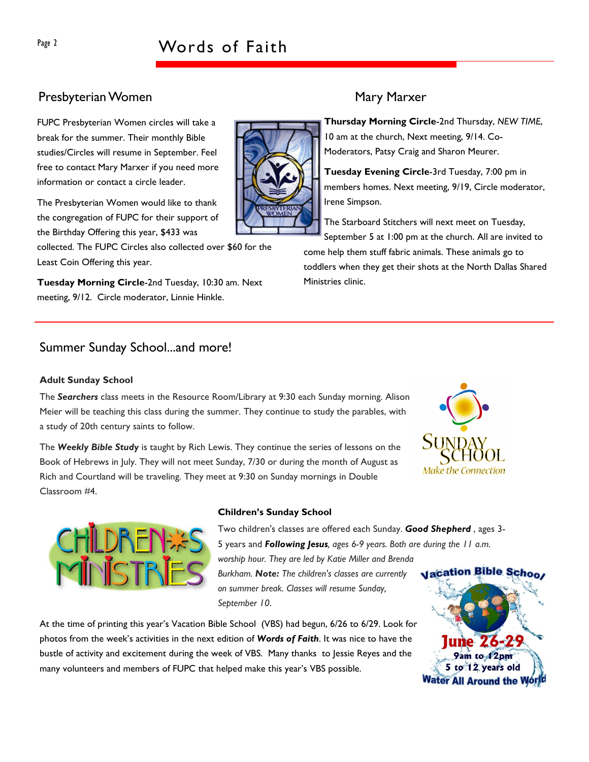## Presbyterian Women

FUPC Presbyterian Women circles will take a break for the summer. Their monthly Bible studies/Circles will resume in September. Feel free to contact Mary Marxer if you need more information or contact a circle leader.

The Presbyterian Women would like to thank the congregation of FUPC for their support of the Birthday Offering this year, $433 was collected. The FUPC Circles also collected over $60 for the Least Coin Offering this year.

**Tuesday Morning Circle**-2nd Tuesday, 10:30 am. Next meeting, 9/12. Circle moderator, Linnie Hinkle.

## Mary Marxer

**Thursday Morning Circle**-2nd Thursday, *NEW TIME*, 10 am at the church, Next meeting, 9/14. Co-Moderators, Patsy Craig and Sharon Meurer.

**Tuesday Evening Circle**-3rd Tuesday, 7:00 pm in members homes. Next meeting, 9/19, Circle moderator, Irene Simpson.

The Starboard Stitchers will next meet on Tuesday, September 5 at 1:00 pm at the church. All are invited to come help them stuff fabric animals. These animals go to toddlers when they get their shots at the North Dallas Shared Ministries clinic.

## Summer Sunday School...and more!

### Adult Sunday School

The ***Searchers*** class meets in the Resource Room/Library at 9:30 each Sunday morning. Alison Meier will be teaching this class during the summer. They continue to study the parables, with a study of 20th century saints to follow.

The ***Weekly Bible Study*** is taught by Rich Lewis. They continue the series of lessons on the Book of Hebrews in July. They will not meet Sunday, 7/30 or during the month of August as Rich and Courtland will be traveling. They meet at 9:30 on Sunday mornings in Double Classroom #4.

### Children's Sunday School

Two children's classes are offered each Sunday. ***Good Shepherd*** , ages 3-5 years and ***Following Jesus****, ages 6-9 years. Both are during the 11 a.m. worship hour. They are led by Katie Miller and Brenda Burkham.* ***Note:*** *The children's classes are currently on summer break. Classes will resume Sunday, September 10.*

At the time of printing this year's Vacation Bible School (VBS) had begun, 6/26 to 6/29. Look for photos from the week's activities in the next edition of ***Words of Faith***. It was nice to have the bustle of activity and excitement during the week of VBS. Many thanks to Jessie Reyes and the many volunteers and members of FUPC that helped make this year's VBS possible.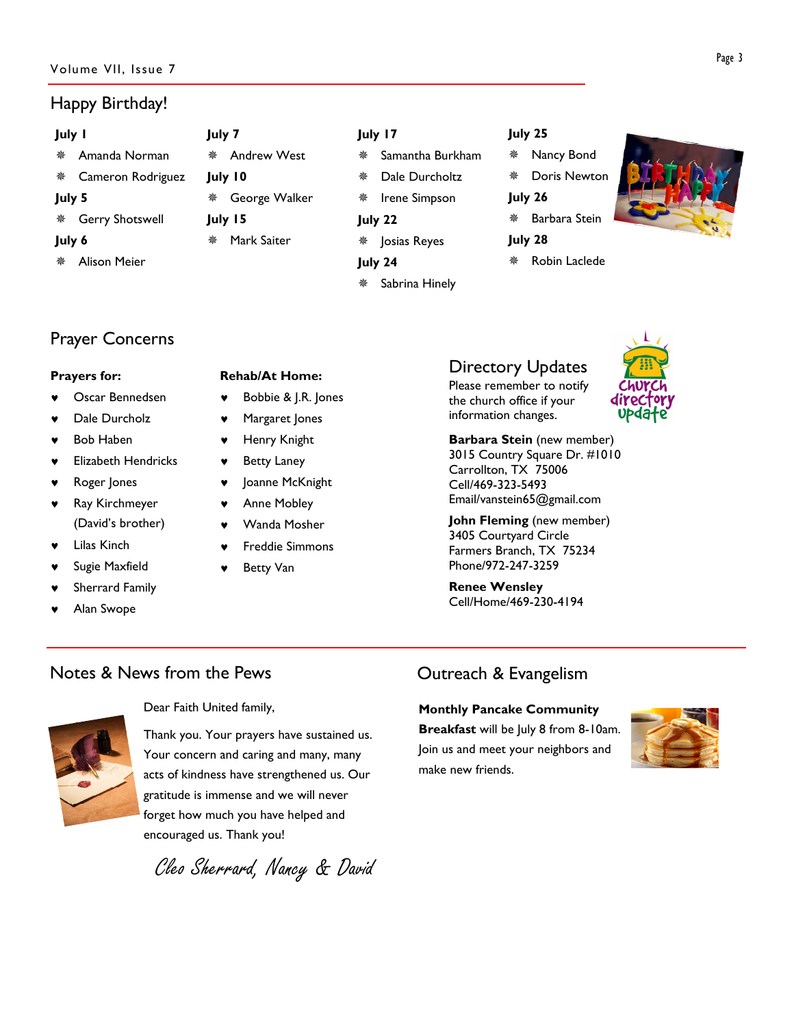## Happy Birthday!

**July 1**
- Amanda Norman
- Cameron Rodriguez

**July 5**
- Gerry Shotswell

**July 6**
- Alison Meier

**July 7**
- Andrew West

**July 10**
- George Walker

**July 15**
- Mark Saiter

**July 17**
- Samantha Burkham
- Dale Durcholtz
- Irene Simpson

**July 22**
- Josias Reyes

**July 24**
- Sabrina Hinely

**July 25**
- Nancy Bond
- Doris Newton

**July 26**
- Barbara Stein

**July 28**
- Robin Laclede

## Prayer Concerns

**Prayers for:**
- Oscar Bennedsen
- Dale Durcholz
- Bob Haben
- Elizabeth Hendricks
- Roger Jones
- Ray Kirchmeyer (David's brother)
- Lilas Kinch
- Sugie Maxfield
- Sherrard Family
- Alan Swope

**Rehab/At Home:**
- Bobbie & J.R. Jones
- Margaret Jones
- Henry Knight
- Betty Laney
- Joanne McKnight
- Anne Mobley
- Wanda Mosher
- Freddie Simmons
- Betty Van

## Directory Updates

Please remember to notify the church office if your information changes.

**Barbara Stein** (new member)
3015 Country Square Dr. #1010
Carrollton, TX 75006
Cell/469-323-5493
Email/vanstein65@gmail.com

**John Fleming** (new member)
3405 Courtyard Circle
Farmers Branch, TX 75234
Phone/972-247-3259

**Renee Wensley**
Cell/Home/469-230-4194

## Notes & News from the Pews

Dear Faith United family,

Thank you. Your prayers have sustained us. Your concern and caring and many, many acts of kindness have strengthened us. Our gratitude is immense and we will never forget how much you have helped and encouraged us. Thank you!

*Cleo Sherrard, Nancy & David*

## Outreach & Evangelism

**Monthly Pancake Community Breakfast** will be July 8 from 8-10am. Join us and meet your neighbors and make new friends.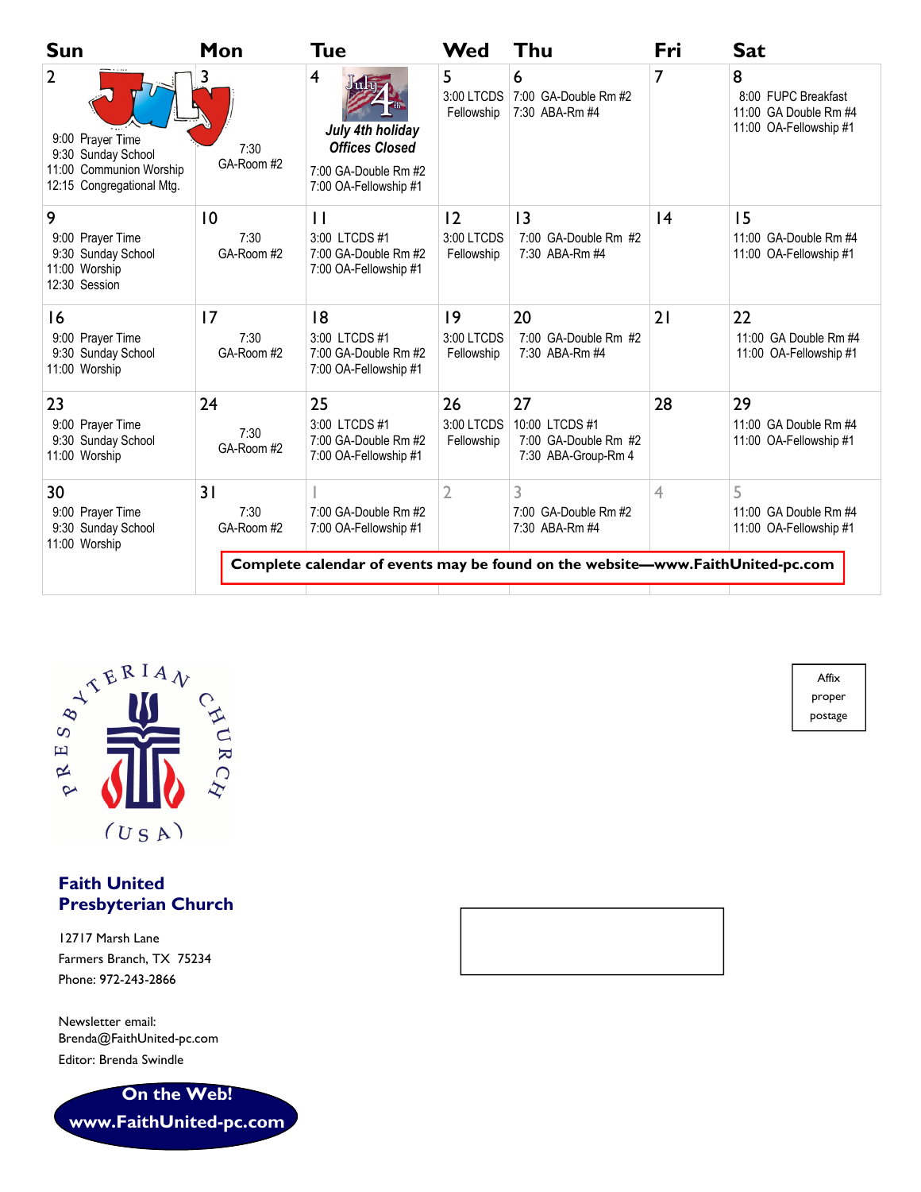| Sun | Mon | Tue | Wed | Thu | Fri | Sat |
|---|---|---|---|---|---|---|
| 2 July<br>9:00 Prayer Time<br>9:30 Sunday School<br>11:00 Communion Worship<br>12:15 Congregational Mtg. | 3<br>7:30<br>GA-Room #2 | 4<br>July 4th<br>*July 4th holiday Offices Closed*<br>7:00 GA-Double Rm #2<br>7:00 OA-Fellowship #1 | 5<br>3:00 LTCDS Fellowship | 6<br>7:00 GA-Double Rm #2<br>7:30 ABA-Rm #4 | 7 | 8<br>8:00 FUPC Breakfast<br>11:00 GA Double Rm #4<br>11:00 OA-Fellowship #1 |
| 9<br>9:00 Prayer Time<br>9:30 Sunday School<br>11:00 Worship<br>12:30 Session | 10<br>7:30<br>GA-Room #2 | 11<br>3:00 LTCDS #1<br>7:00 GA-Double Rm #2<br>7:00 OA-Fellowship #1 | 12<br>3:00 LTCDS Fellowship | 13<br>7:00 GA-Double Rm #2<br>7:30 ABA-Rm #4 | 14 | 15<br>11:00 GA-Double Rm #4<br>11:00 OA-Fellowship #1 |
| 16<br>9:00 Prayer Time<br>9:30 Sunday School<br>11:00 Worship | 17<br>7:30<br>GA-Room #2 | 18<br>3:00 LTCDS #1<br>7:00 GA-Double Rm #2<br>7:00 OA-Fellowship #1 | 19<br>3:00 LTCDS Fellowship | 20<br>7:00 GA-Double Rm #2<br>7:30 ABA-Rm #4 | 21 | 22<br>11:00 GA Double Rm #4<br>11:00 OA-Fellowship #1 |
| 23<br>9:00 Prayer Time<br>9:30 Sunday School<br>11:00 Worship | 24<br>7:30<br>GA-Room #2 | 25<br>3:00 LTCDS #1<br>7:00 GA-Double Rm #2<br>7:00 OA-Fellowship #1 | 26<br>3:00 LTCDS Fellowship | 27<br>10:00 LTCDS #1<br>7:00 GA-Double Rm #2<br>7:30 ABA-Group-Rm 4 | 28 | 29<br>11:00 GA Double Rm #4<br>11:00 OA-Fellowship #1 |
| 30<br>9:00 Prayer Time<br>9:30 Sunday School<br>11:00 Worship | 31<br>7:30<br>GA-Room #2 | 1<br>7:00 GA-Double Rm #2<br>7:00 OA-Fellowship #1 | 2 | 3<br>7:00 GA-Double Rm #2<br>7:30 ABA-Rm #4 | 4 | 5<br>11:00 GA Double Rm #4<br>11:00 OA-Fellowship #1 |

**Complete calendar of events may be found on the website—www.FaithUnited-pc.com**

PRESBYTERIAN CHURCH (USA)

Affix proper postage

**Faith United Presbyterian Church**

12717 Marsh Lane
Farmers Branch, TX 75234
Phone: 972-243-2866

Newsletter email:
Brenda@FaithUnited-pc.com
Editor: Brenda Swindle

**On the Web!**
**www.FaithUnited-pc.com**